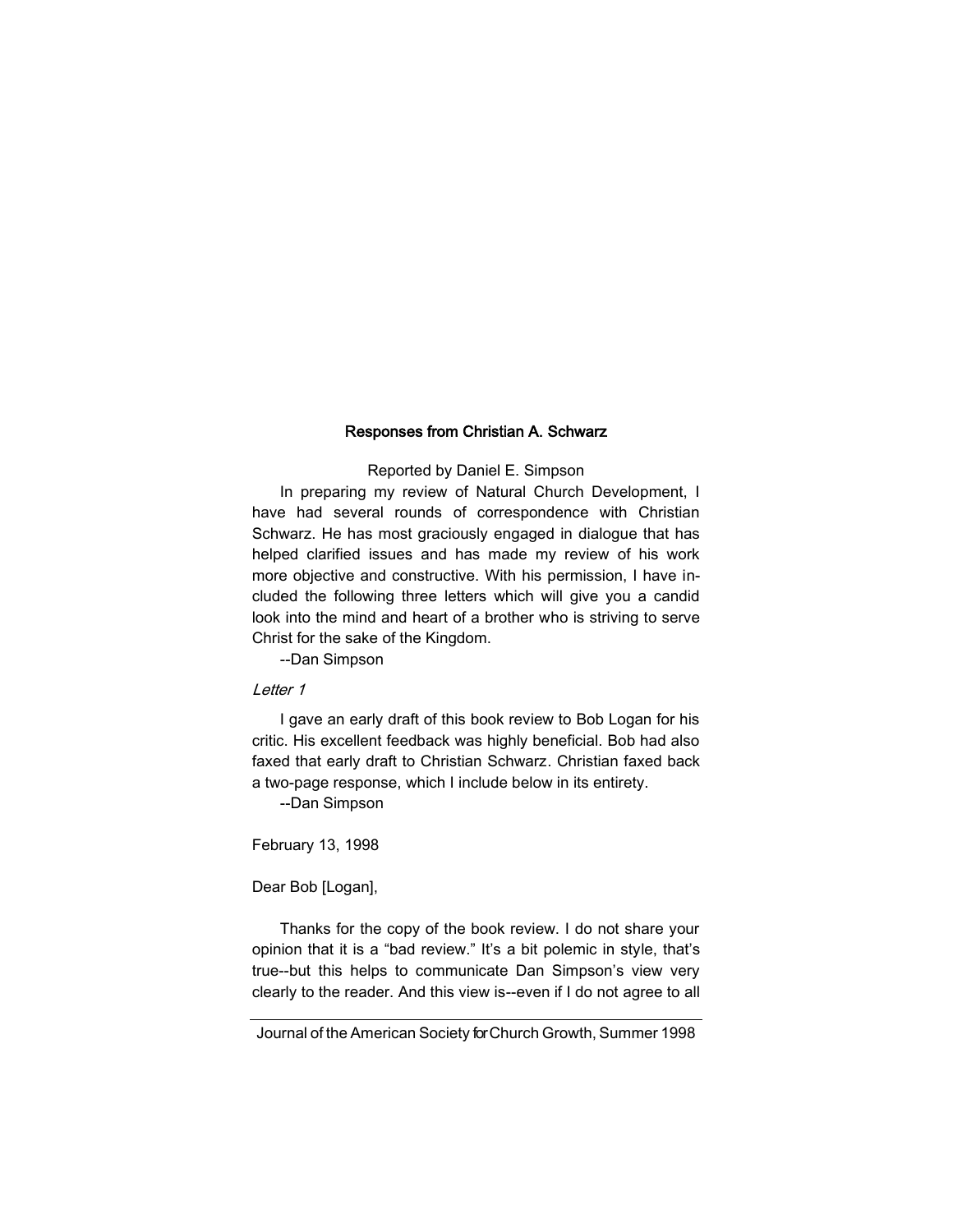## Responses from Christian A. Schwarz

Reported by Daniel E. Simpson

In preparing my review of Natural Church Development, I have had several rounds of correspondence with Christian Schwarz. He has most graciously engaged in dialogue that has helped clarified issues and has made my review of his work more objective and constructive. With his permission, I have included the following three letters which will give you a candid look into the mind and heart of a brother who is striving to serve Christ for the sake of the Kingdom.

--Dan Simpson

*Letter 1*

I gave an early draft of this book review to Bob Logan for his critic. His excellent feedback was highly beneficial. Bob had also faxed that early draft to Christian Schwarz. Christian faxed back a two-page response, which I include below in its entirety.

--Dan Simpson

February 13, 1998

Dear Bob [Logan],

Thanks for the copy of the book review. I do not share your opinion that it is a "bad review." It's a bit polemic in style, that's true--but this helps to communicate Dan Simpson's view very clearly to the reader. And this view is--even if I do not agree to all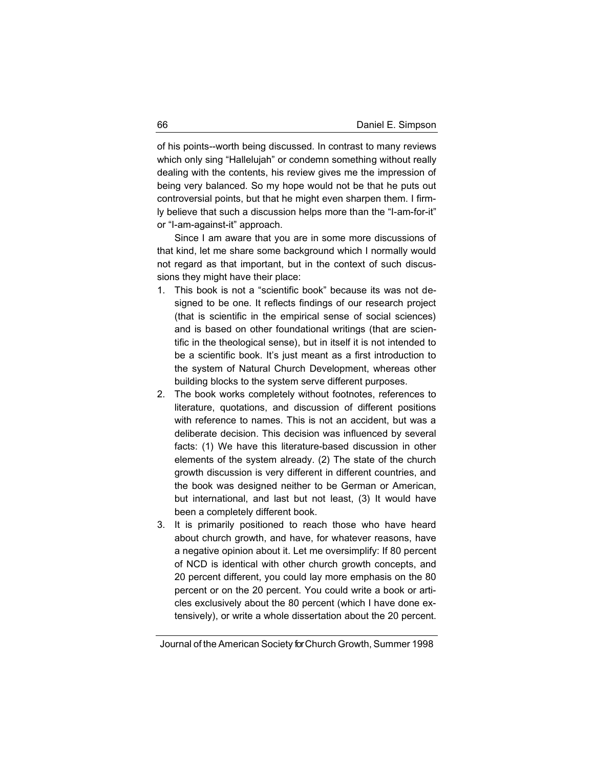of his points--worth being discussed. In contrast to many reviews which only sing "Hallelujah" or condemn something without really dealing with the contents, his review gives me the impression of being very balanced. So my hope would not be that he puts out controversial points, but that he might even sharpen them. I firmly believe that such a discussion helps more than the "I-am-for-it" or "I-am-against-it" approach.

Since I am aware that you are in some more discussions of that kind, let me share some background which I normally would not regard as that important, but in the context of such discussions they might have their place:

1. This book is not a "scientific book" because its was not designed to be one. It reflects findings of our research project (that is scientific in the empirical sense of social sciences) and is based on other foundational writings (that are scientific in the theological sense), but in itself it is not intended to be a scientific book. It's just meant as a first introduction to the system of Natural Church Development, whereas other building blocks to the system serve different purposes.
2. The book works completely without footnotes, references to literature, quotations, and discussion of different positions with reference to names. This is not an accident, but was a deliberate decision. This decision was influenced by several facts: (1) We have this literature-based discussion in other elements of the system already. (2) The state of the church growth discussion is very different in different countries, and the book was designed neither to be German or American, but international, and last but not least, (3) It would have been a completely different book.
3. It is primarily positioned to reach those who have heard about church growth, and have, for whatever reasons, have a negative opinion about it. Let me oversimplify: If 80 percent of NCD is identical with other church growth concepts, and 20 percent different, you could lay more emphasis on the 80 percent or on the 20 percent. You could write a book or articles exclusively about the 80 percent (which I have done extensively), or write a whole dissertation about the 20 percent.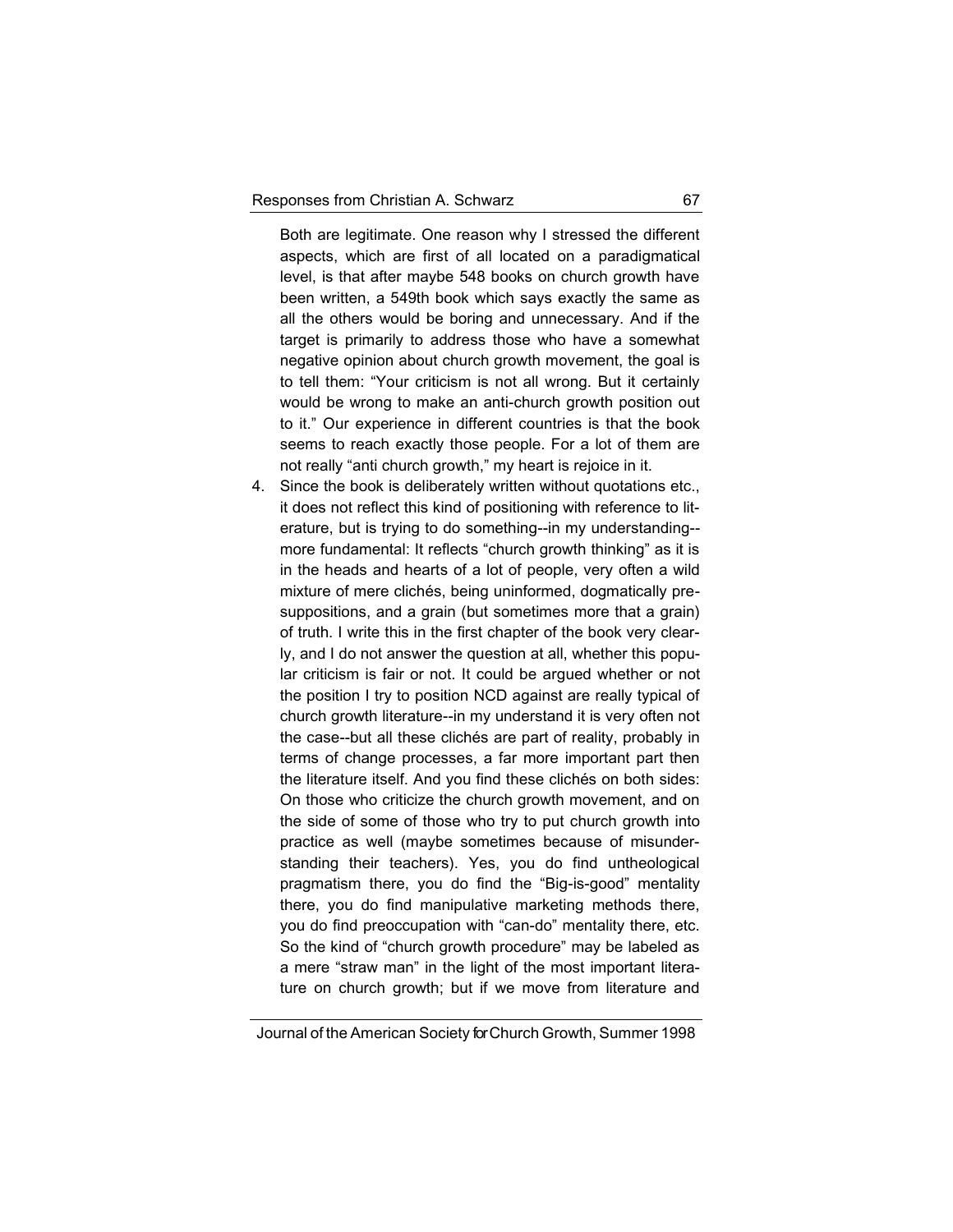Both are legitimate. One reason why I stressed the different aspects, which are first of all located on a paradigmatical level, is that after maybe 548 books on church growth have been written, a 549th book which says exactly the same as all the others would be boring and unnecessary. And if the target is primarily to address those who have a somewhat negative opinion about church growth movement, the goal is to tell them: "Your criticism is not all wrong. But it certainly would be wrong to make an anti-church growth position out to it." Our experience in different countries is that the book seems to reach exactly those people. For a lot of them are not really "anti church growth," my heart is rejoice in it.

4. Since the book is deliberately written without quotations etc., it does not reflect this kind of positioning with reference to literature, but is trying to do something--in my understanding--more fundamental: It reflects "church growth thinking" as it is in the heads and hearts of a lot of people, very often a wild mixture of mere clichés, being uninformed, dogmatically presuppositions, and a grain (but sometimes more that a grain) of truth. I write this in the first chapter of the book very clearly, and I do not answer the question at all, whether this popular criticism is fair or not. It could be argued whether or not the position I try to position NCD against are really typical of church growth literature--in my understand it is very often not the case--but all these clichés are part of reality, probably in terms of change processes, a far more important part then the literature itself. And you find these clichés on both sides: On those who criticize the church growth movement, and on the side of some of those who try to put church growth into practice as well (maybe sometimes because of misunderstanding their teachers). Yes, you do find untheological pragmatism there, you do find the "Big-is-good" mentality there, you do find manipulative marketing methods there, you do find preoccupation with "can-do" mentality there, etc. So the kind of "church growth procedure" may be labeled as a mere "straw man" in the light of the most important literature on church growth; but if we move from literature and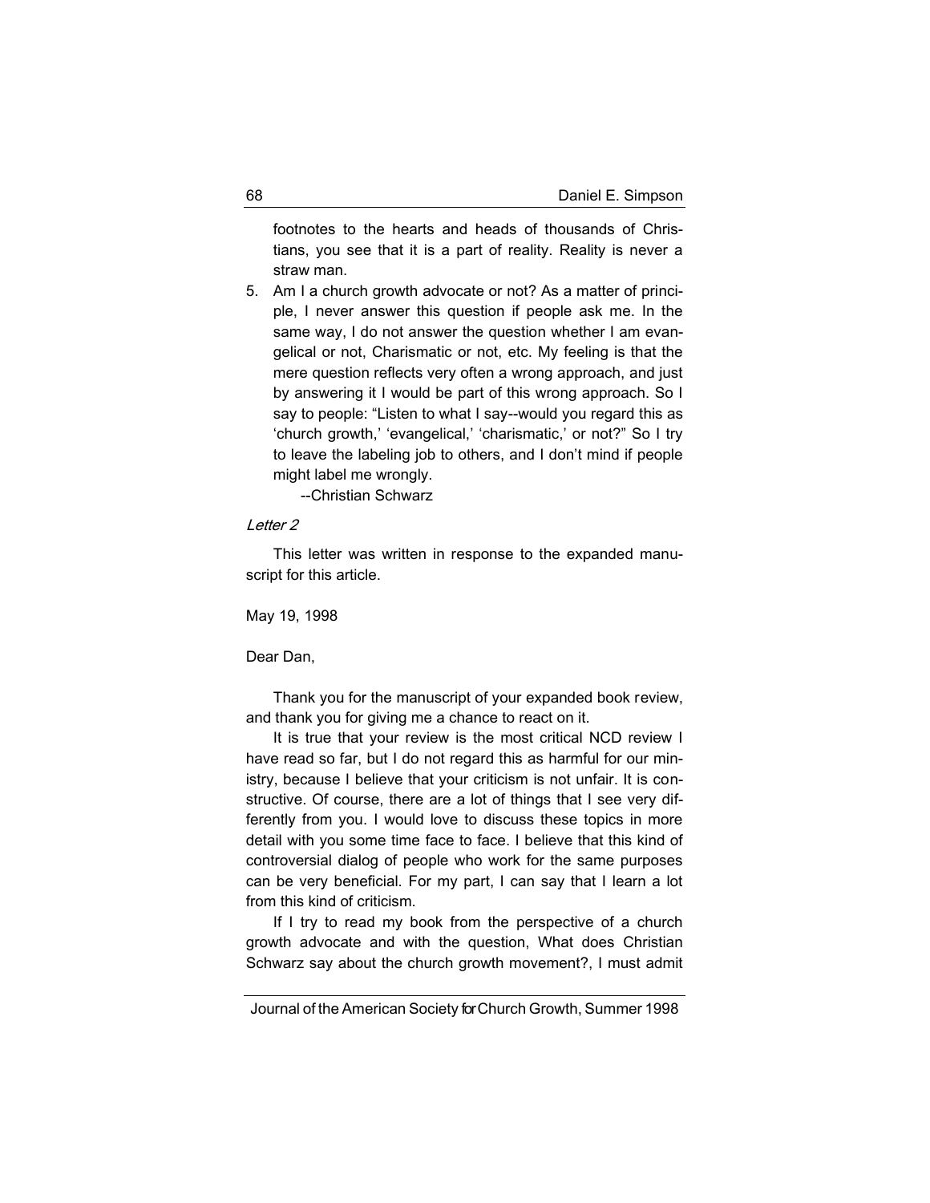footnotes to the hearts and heads of thousands of Christians, you see that it is a part of reality. Reality is never a straw man.

5. Am I a church growth advocate or not? As a matter of principle, I never answer this question if people ask me. In the same way, I do not answer the question whether I am evangelical or not, Charismatic or not, etc. My feeling is that the mere question reflects very often a wrong approach, and just by answering it I would be part of this wrong approach. So I say to people: "Listen to what I say--would you regard this as 'church growth,' 'evangelical,' 'charismatic,' or not?" So I try to leave the labeling job to others, and I don't mind if people might label me wrongly.

    --Christian Schwarz

*Letter 2*

This letter was written in response to the expanded manuscript for this article.

May 19, 1998

Dear Dan,

Thank you for the manuscript of your expanded book review, and thank you for giving me a chance to react on it.

It is true that your review is the most critical NCD review I have read so far, but I do not regard this as harmful for our ministry, because I believe that your criticism is not unfair. It is constructive. Of course, there are a lot of things that I see very differently from you. I would love to discuss these topics in more detail with you some time face to face. I believe that this kind of controversial dialog of people who work for the same purposes can be very beneficial. For my part, I can say that I learn a lot from this kind of criticism.

If I try to read my book from the perspective of a church growth advocate and with the question, What does Christian Schwarz say about the church growth movement?, I must admit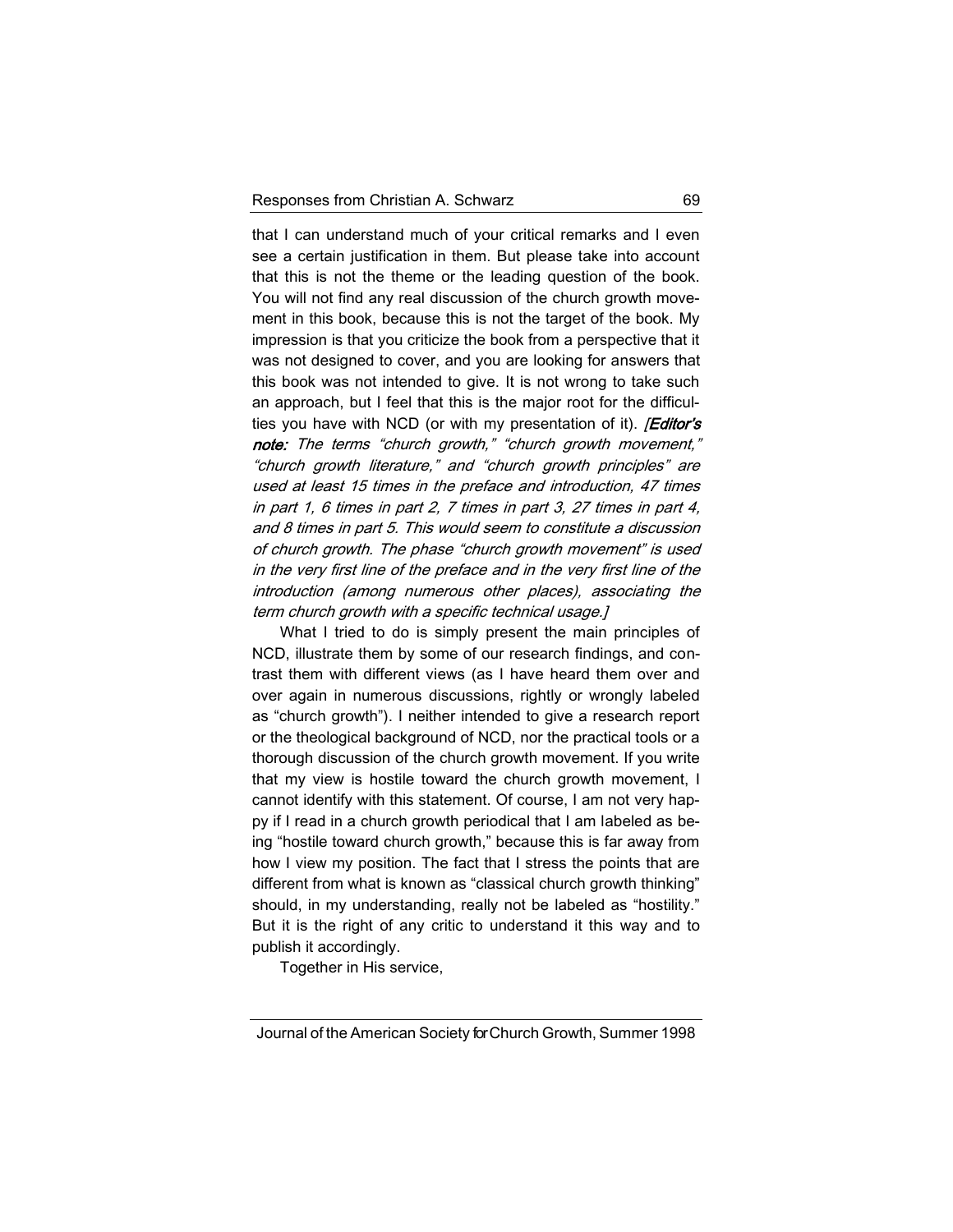that I can understand much of your critical remarks and I even see a certain justification in them. But please take into account that this is not the theme or the leading question of the book. You will not find any real discussion of the church growth movement in this book, because this is not the target of the book. My impression is that you criticize the book from a perspective that it was not designed to cover, and you are looking for answers that this book was not intended to give. It is not wrong to take such an approach, but I feel that this is the major root for the difficulties you have with NCD (or with my presentation of it). *[**Editor's note:** The terms "church growth," "church growth movement," "church growth literature," and "church growth principles" are used at least 15 times in the preface and introduction, 47 times in part 1, 6 times in part 2, 7 times in part 3, 27 times in part 4, and 8 times in part 5. This would seem to constitute a discussion of church growth. The phase "church growth movement" is used in the very first line of the preface and in the very first line of the introduction (among numerous other places), associating the term church growth with a specific technical usage.]*

What I tried to do is simply present the main principles of NCD, illustrate them by some of our research findings, and contrast them with different views (as I have heard them over and over again in numerous discussions, rightly or wrongly labeled as "church growth"). I neither intended to give a research report or the theological background of NCD, nor the practical tools or a thorough discussion of the church growth movement. If you write that my view is hostile toward the church growth movement, I cannot identify with this statement. Of course, I am not very happy if I read in a church growth periodical that I am labeled as being "hostile toward church growth," because this is far away from how I view my position. The fact that I stress the points that are different from what is known as "classical church growth thinking" should, in my understanding, really not be labeled as "hostility." But it is the right of any critic to understand it this way and to publish it accordingly.

Together in His service,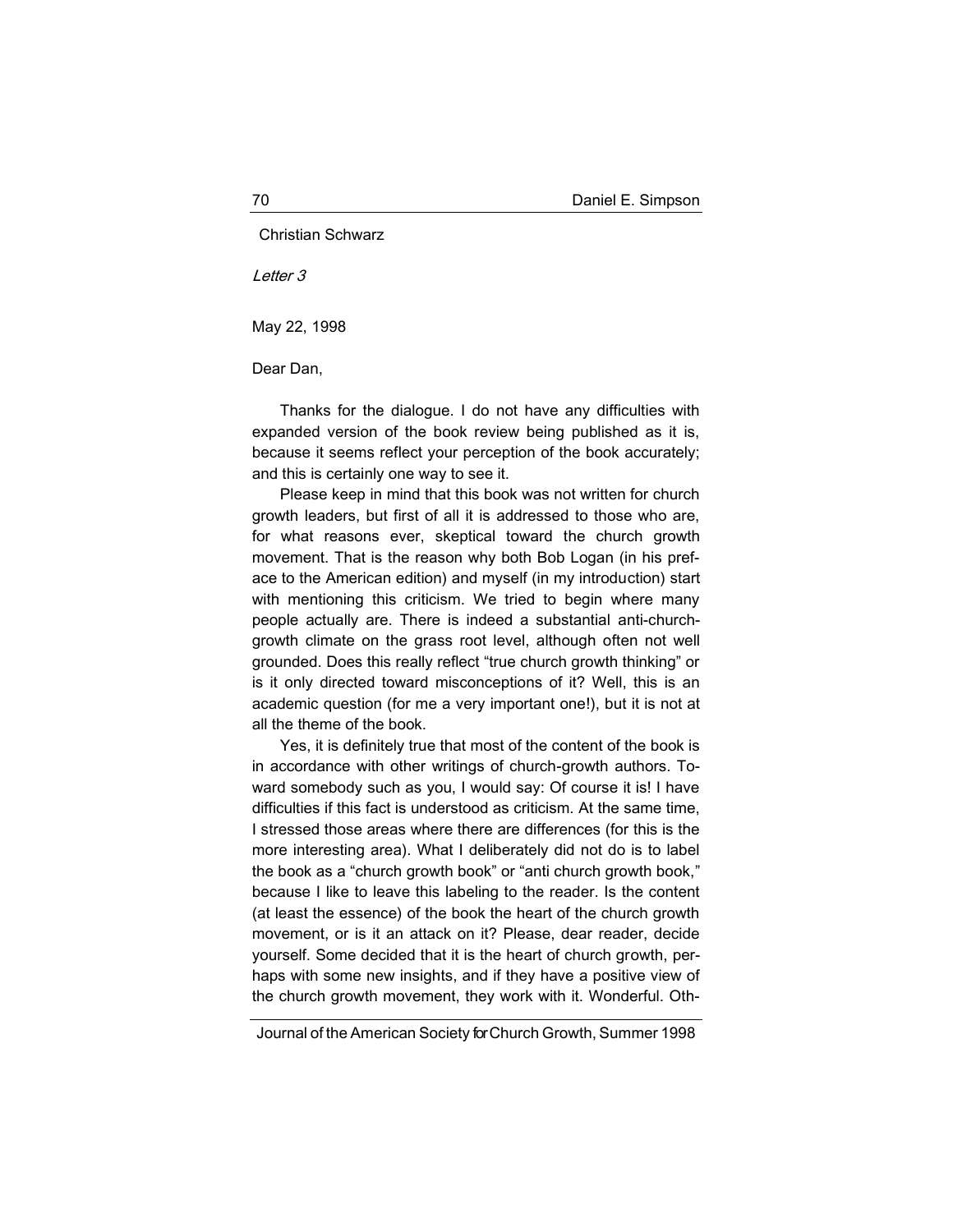Christian Schwarz

*Letter 3*

May 22, 1998

Dear Dan,

Thanks for the dialogue. I do not have any difficulties with expanded version of the book review being published as it is, because it seems reflect your perception of the book accurately; and this is certainly one way to see it.

Please keep in mind that this book was not written for church growth leaders, but first of all it is addressed to those who are, for what reasons ever, skeptical toward the church growth movement. That is the reason why both Bob Logan (in his preface to the American edition) and myself (in my introduction) start with mentioning this criticism. We tried to begin where many people actually are. There is indeed a substantial anti-church-growth climate on the grass root level, although often not well grounded. Does this really reflect "true church growth thinking" or is it only directed toward misconceptions of it? Well, this is an academic question (for me a very important one!), but it is not at all the theme of the book.

Yes, it is definitely true that most of the content of the book is in accordance with other writings of church-growth authors. Toward somebody such as you, I would say: Of course it is! I have difficulties if this fact is understood as criticism. At the same time, I stressed those areas where there are differences (for this is the more interesting area). What I deliberately did not do is to label the book as a "church growth book" or "anti church growth book," because I like to leave this labeling to the reader. Is the content (at least the essence) of the book the heart of the church growth movement, or is it an attack on it? Please, dear reader, decide yourself. Some decided that it is the heart of church growth, perhaps with some new insights, and if they have a positive view of the church growth movement, they work with it. Wonderful. Oth-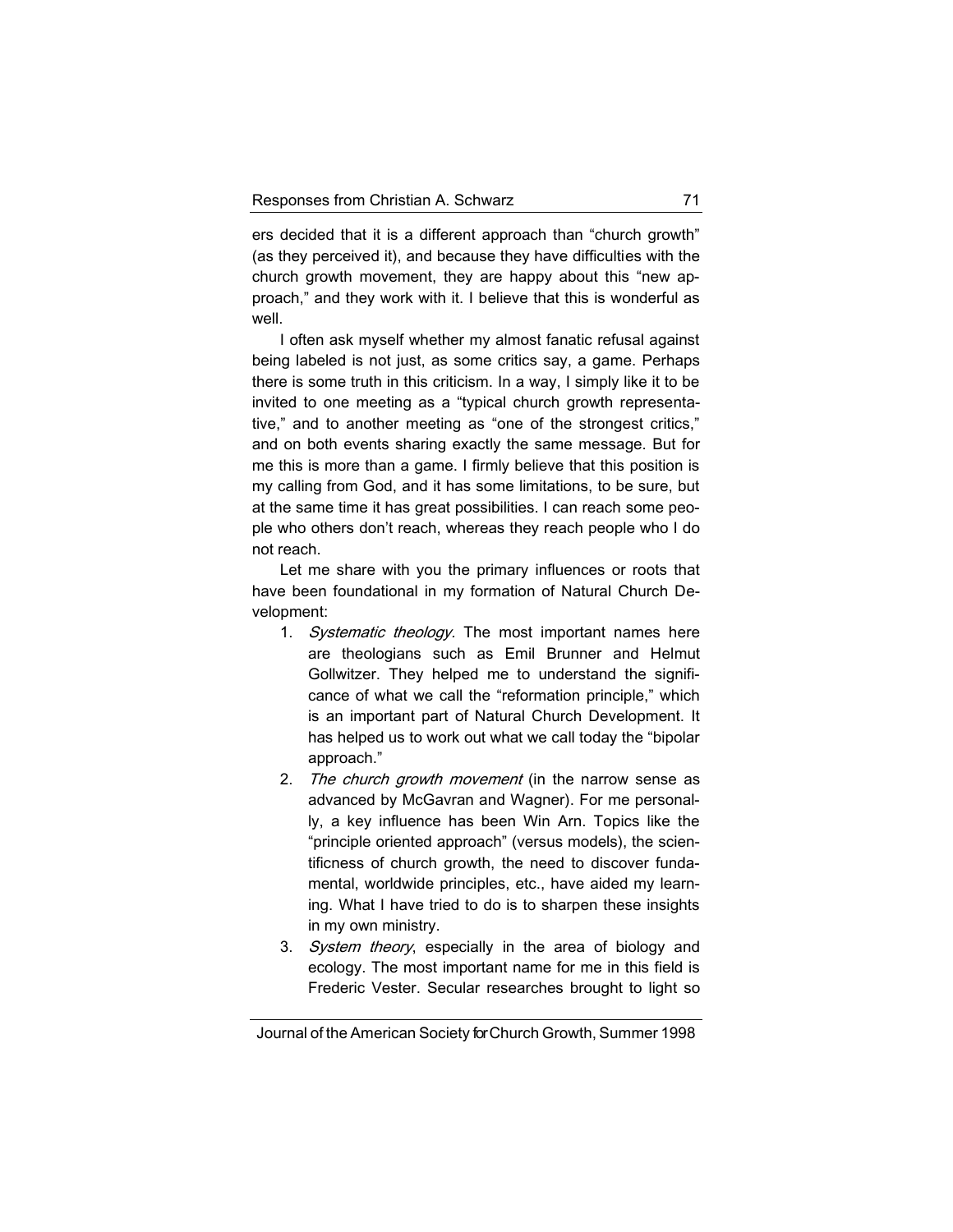ers decided that it is a different approach than "church growth" (as they perceived it), and because they have difficulties with the church growth movement, they are happy about this "new approach," and they work with it. I believe that this is wonderful as well.

I often ask myself whether my almost fanatic refusal against being labeled is not just, as some critics say, a game. Perhaps there is some truth in this criticism. In a way, I simply like it to be invited to one meeting as a "typical church growth representative," and to another meeting as "one of the strongest critics," and on both events sharing exactly the same message. But for me this is more than a game. I firmly believe that this position is my calling from God, and it has some limitations, to be sure, but at the same time it has great possibilities. I can reach some people who others don't reach, whereas they reach people who I do not reach.

Let me share with you the primary influences or roots that have been foundational in my formation of Natural Church Development:

1. *Systematic theology.* The most important names here are theologians such as Emil Brunner and Helmut Gollwitzer. They helped me to understand the significance of what we call the "reformation principle," which is an important part of Natural Church Development. It has helped us to work out what we call today the "bipolar approach."
2. *The church growth movement* (in the narrow sense as advanced by McGavran and Wagner). For me personally, a key influence has been Win Arn. Topics like the "principle oriented approach" (versus models), the scientificness of church growth, the need to discover fundamental, worldwide principles, etc., have aided my learning. What I have tried to do is to sharpen these insights in my own ministry.
3. *System theory*, especially in the area of biology and ecology. The most important name for me in this field is Frederic Vester. Secular researches brought to light so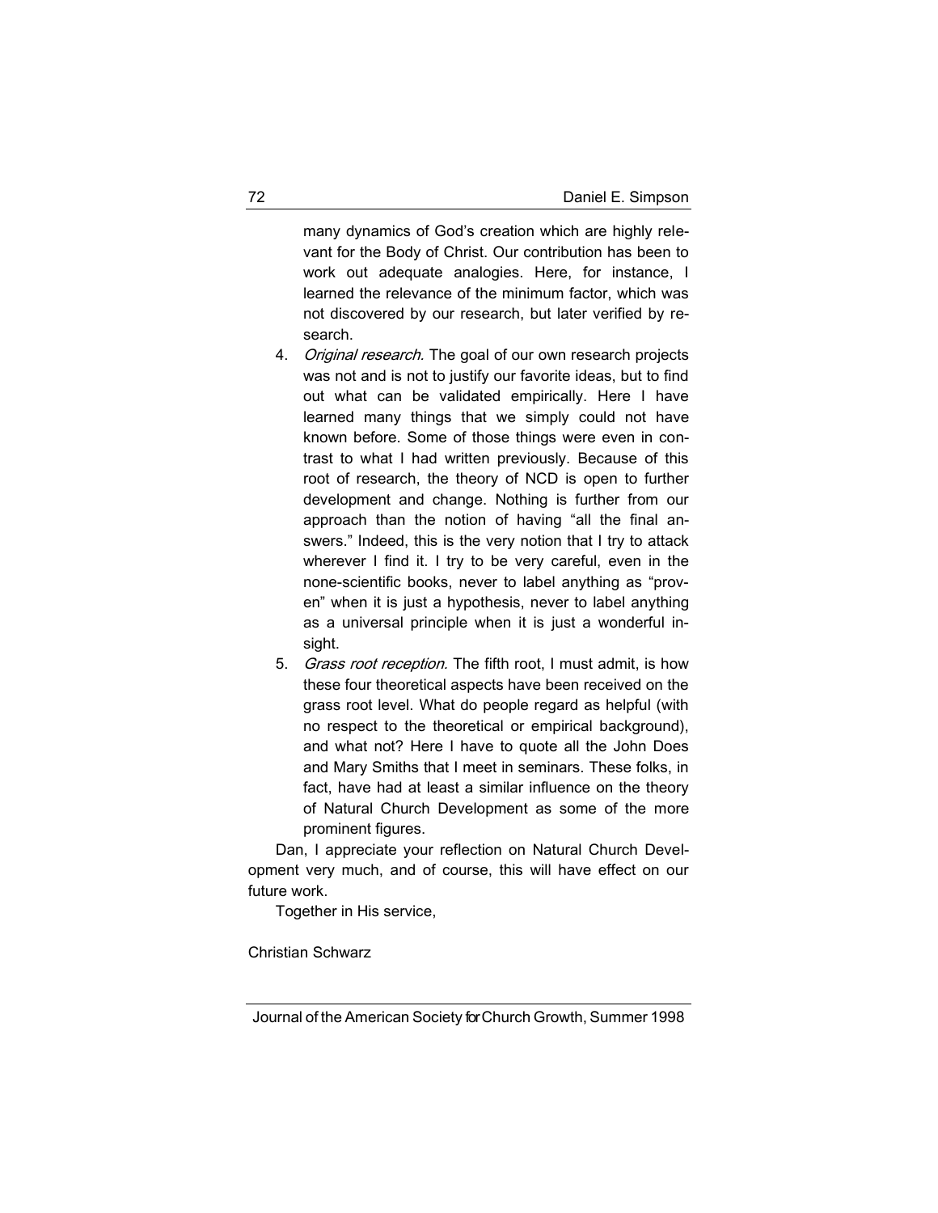many dynamics of God's creation which are highly relevant for the Body of Christ. Our contribution has been to work out adequate analogies. Here, for instance, I learned the relevance of the minimum factor, which was not discovered by our research, but later verified by research.

4. *Original research.* The goal of our own research projects was not and is not to justify our favorite ideas, but to find out what can be validated empirically. Here I have learned many things that we simply could not have known before. Some of those things were even in contrast to what I had written previously. Because of this root of research, the theory of NCD is open to further development and change. Nothing is further from our approach than the notion of having "all the final answers." Indeed, this is the very notion that I try to attack wherever I find it. I try to be very careful, even in the none-scientific books, never to label anything as "proven" when it is just a hypothesis, never to label anything as a universal principle when it is just a wonderful insight.
5. *Grass root reception.* The fifth root, I must admit, is how these four theoretical aspects have been received on the grass root level. What do people regard as helpful (with no respect to the theoretical or empirical background), and what not? Here I have to quote all the John Does and Mary Smiths that I meet in seminars. These folks, in fact, have had at least a similar influence on the theory of Natural Church Development as some of the more prominent figures.

Dan, I appreciate your reflection on Natural Church Development very much, and of course, this will have effect on our future work.

Together in His service,

Christian Schwarz